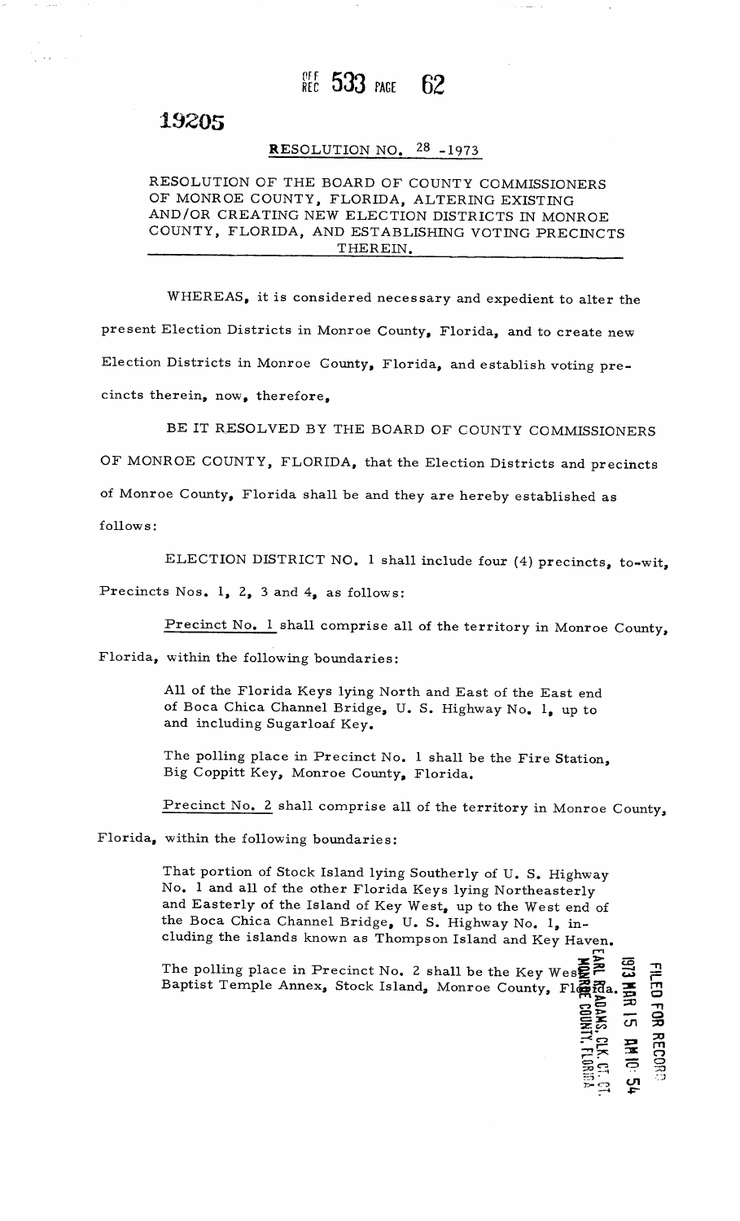OFF REC 533 PAGE 62

19205

**RESOLUTION NO. 28 -1973**

RESOLUTION OF THE BOARD OF COUNTY COMMISSIONERS OF MONROE COUNTY, FLORIDA, ALTERING EXISTING AND/OR CREATING NEW ELECTION DISTRICTS IN MONROE COUNTY, FLORIDA, AND ESTABLISHING VOTING PRECINCTS THEREIN.

WHEREAS, it is considered necessary and expedient to alter the present Election Districts in Monroe County, Florida, and to create new Election Districts in Monroe County, Florida, and establish voting precincts therein, now, therefore,

BE IT RESOLVED BY THE BOARD OF COUNTY COMMISSIONERS OF MONROE COUNTY, FLORIDA, that the Election Districts and precincts of Monroe County, Florida shall be and they are hereby established as follows:

ELECTION DISTRICT NO. 1 shall include four (4) precincts, to-wit, Precincts Nos. 1, 2, 3 and 4, as follows:

Precinct No. 1 shall comprise all of the territory in Monroe County, Florida, within the following boundaries:

> All of the Florida Keys lying North and East of the East end of Boca Chica Channel Bridge, U. S. Highway No. 1, up to and including Sugarloaf Key.
>
> The polling place in Precinct No. 1 shall be the Fire Station, Big Coppitt Key, Monroe County, Florida.

Precinct No. 2 shall comprise all of the territory in Monroe County, Florida, within the following boundaries:

> That portion of Stock Island lying Southerly of U. S. Highway No. 1 and all of the other Florida Keys lying Northeasterly and Easterly of the Island of Key West, up to the West end of the Boca Chica Channel Bridge, U. S. Highway No. 1, including the islands known as Thompson Island and Key Haven.
>
> The polling place in Precinct No. 2 shall be the Key West Baptist Temple Annex, Stock Island, Monroe County, Florida.

FILED FOR RECORD 1973 MAR 15 AM 10: 54 EARL R. ADAMS, CLK. CT. CT. MONROE COUNTY, FLORIDA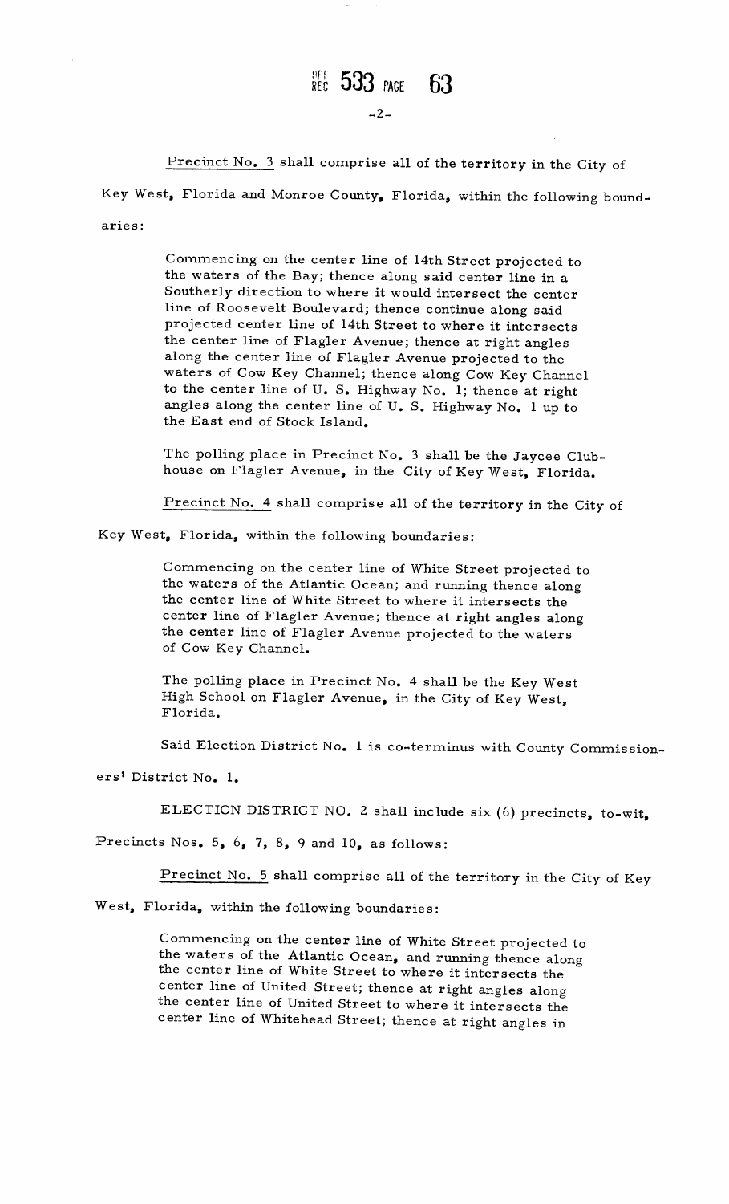Precinct No. 3 shall comprise all of the territory in the City of Key West, Florida and Monroe County, Florida, within the following boundaries:

> Commencing on the center line of 14th Street projected to the waters of the Bay; thence along said center line in a Southerly direction to where it would intersect the center line of Roosevelt Boulevard; thence continue along said projected center line of 14th Street to where it intersects the center line of Flagler Avenue; thence at right angles along the center line of Flagler Avenue projected to the waters of Cow Key Channel; thence along Cow Key Channel to the center line of U. S. Highway No. 1; thence at right angles along the center line of U. S. Highway No. 1 up to the East end of Stock Island.
>
> The polling place in Precinct No. 3 shall be the Jaycee Clubhouse on Flagler Avenue, in the City of Key West, Florida.

Precinct No. 4 shall comprise all of the territory in the City of Key West, Florida, within the following boundaries:

> Commencing on the center line of White Street projected to the waters of the Atlantic Ocean; and running thence along the center line of White Street to where it intersects the center line of Flagler Avenue; thence at right angles along the center line of Flagler Avenue projected to the waters of Cow Key Channel.
>
> The polling place in Precinct No. 4 shall be the Key West High School on Flagler Avenue, in the City of Key West, Florida.

Said Election District No. 1 is co-terminus with County Commissioners' District No. 1.

ELECTION DISTRICT NO. 2 shall include six (6) precincts, to-wit, Precincts Nos. 5, 6, 7, 8, 9 and 10, as follows:

Precinct No. 5 shall comprise all of the territory in the City of Key West, Florida, within the following boundaries:

> Commencing on the center line of White Street projected to the waters of the Atlantic Ocean, and running thence along the center line of White Street to where it intersects the center line of United Street; thence at right angles along the center line of United Street to where it intersects the center line of Whitehead Street; thence at right angles in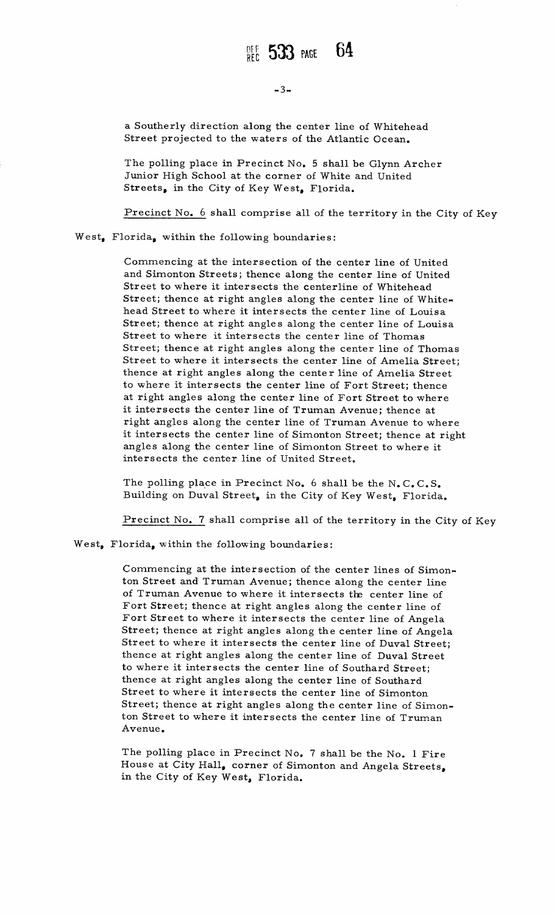a Southerly direction along the center line of Whitehead Street projected to the waters of the Atlantic Ocean.

The polling place in Precinct No. 5 shall be Glynn Archer Junior High School at the corner of White and United Streets, in the City of Key West, Florida.

Precinct No. 6 shall comprise all of the territory in the City of Key West, Florida, within the following boundaries:

Commencing at the intersection of the center line of United and Simonton Streets; thence along the center line of United Street to where it intersects the centerline of Whitehead Street; thence at right angles along the center line of Whitehead Street to where it intersects the center line of Louisa Street; thence at right angles along the center line of Louisa Street to where it intersects the center line of Thomas Street; thence at right angles along the center line of Thomas Street to where it intersects the center line of Amelia Street; thence at right angles along the center line of Amelia Street to where it intersects the center line of Fort Street; thence at right angles along the center line of Fort Street to where it intersects the center line of Truman Avenue; thence at right angles along the center line of Truman Avenue to where it intersects the center line of Simonton Street; thence at right angles along the center line of Simonton Street to where it intersects the center line of United Street.

The polling place in Precinct No. 6 shall be the N.C.C.S. Building on Duval Street, in the City of Key West, Florida.

Precinct No. 7 shall comprise all of the territory in the City of Key West, Florida, within the following boundaries:

Commencing at the intersection of the center lines of Simonton Street and Truman Avenue; thence along the center line of Truman Avenue to where it intersects the center line of Fort Street; thence at right angles along the center line of Fort Street to where it intersects the center line of Angela Street; thence at right angles along the center line of Angela Street to where it intersects the center line of Duval Street; thence at right angles along the center line of Duval Street to where it intersects the center line of Southard Street; thence at right angles along the center line of Southard Street to where it intersects the center line of Simonton Street; thence at right angles along the center line of Simonton Street to where it intersects the center line of Truman Avenue.

The polling place in Precinct No. 7 shall be the No. 1 Fire House at City Hall, corner of Simonton and Angela Streets, in the City of Key West, Florida.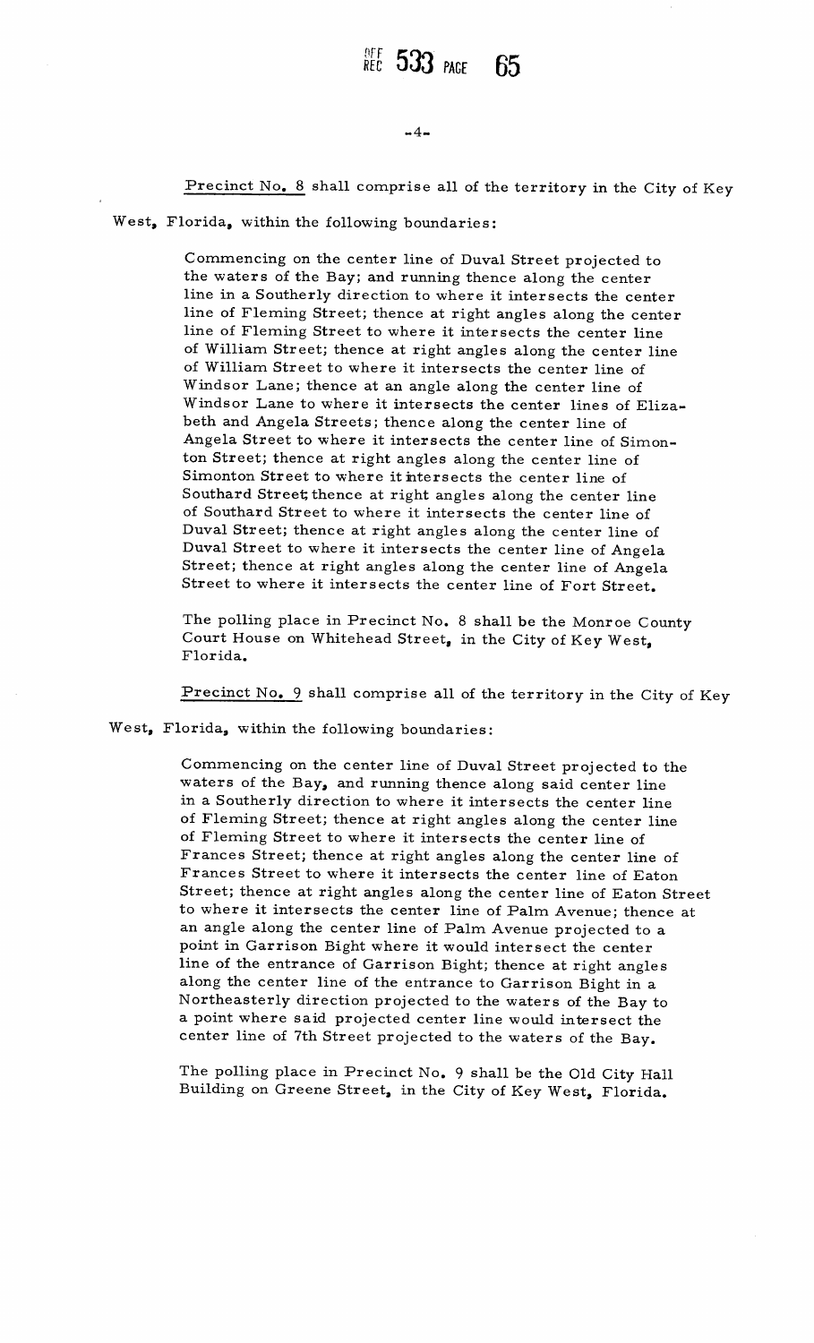Precinct No. 8 shall comprise all of the territory in the City of Key West, Florida, within the following boundaries:

> Commencing on the center line of Duval Street projected to the waters of the Bay; and running thence along the center line in a Southerly direction to where it intersects the center line of Fleming Street; thence at right angles along the center line of Fleming Street to where it intersects the center line of William Street; thence at right angles along the center line of William Street to where it intersects the center line of Windsor Lane; thence at an angle along the center line of Windsor Lane to where it intersects the center lines of Elizabeth and Angela Streets; thence along the center line of Angela Street to where it intersects the center line of Simonton Street; thence at right angles along the center line of Simonton Street to where it intersects the center line of Southard Street; thence at right angles along the center line of Southard Street to where it intersects the center line of Duval Street; thence at right angles along the center line of Duval Street to where it intersects the center line of Angela Street; thence at right angles along the center line of Angela Street to where it intersects the center line of Fort Street.
>
> The polling place in Precinct No. 8 shall be the Monroe County Court House on Whitehead Street, in the City of Key West, Florida.

Precinct No. 9 shall comprise all of the territory in the City of Key West, Florida, within the following boundaries:

> Commencing on the center line of Duval Street projected to the waters of the Bay, and running thence along said center line in a Southerly direction to where it intersects the center line of Fleming Street; thence at right angles along the center line of Fleming Street to where it intersects the center line of Frances Street; thence at right angles along the center line of Frances Street to where it intersects the center line of Eaton Street; thence at right angles along the center line of Eaton Street to where it intersects the center line of Palm Avenue; thence at an angle along the center line of Palm Avenue projected to a point in Garrison Bight where it would intersect the center line of the entrance of Garrison Bight; thence at right angles along the center line of the entrance to Garrison Bight in a Northeasterly direction projected to the waters of the Bay to a point where said projected center line would intersect the center line of 7th Street projected to the waters of the Bay.
>
> The polling place in Precinct No. 9 shall be the Old City Hall Building on Greene Street, in the City of Key West, Florida.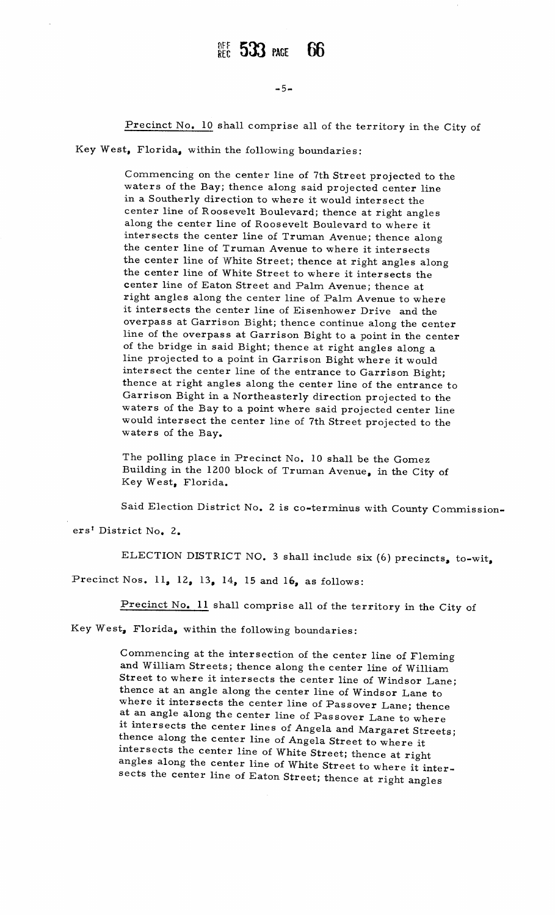Precinct No. 10 shall comprise all of the territory in the City of Key West, Florida, within the following boundaries:

> Commencing on the center line of 7th Street projected to the waters of the Bay; thence along said projected center line in a Southerly direction to where it would intersect the center line of Roosevelt Boulevard; thence at right angles along the center line of Roosevelt Boulevard to where it intersects the center line of Truman Avenue; thence along the center line of Truman Avenue to where it intersects the center line of White Street; thence at right angles along the center line of White Street to where it intersects the center line of Eaton Street and Palm Avenue; thence at right angles along the center line of Palm Avenue to where it intersects the center line of Eisenhower Drive and the overpass at Garrison Bight; thence continue along the center line of the overpass at Garrison Bight to a point in the center of the bridge in said Bight; thence at right angles along a line projected to a point in Garrison Bight where it would intersect the center line of the entrance to Garrison Bight; thence at right angles along the center line of the entrance to Garrison Bight in a Northeasterly direction projected to the waters of the Bay to a point where said projected center line would intersect the center line of 7th Street projected to the waters of the Bay.
>
> The polling place in Precinct No. 10 shall be the Gomez Building in the 1200 block of Truman Avenue, in the City of Key West, Florida.

Said Election District No. 2 is co-terminus with County Commissioners' District No. 2.

ELECTION DISTRICT NO. 3 shall include six (6) precincts, to-wit, Precinct Nos. 11, 12, 13, 14, 15 and 16, as follows:

Precinct No. 11 shall comprise all of the territory in the City of Key West, Florida, within the following boundaries:

> Commencing at the intersection of the center line of Fleming and William Streets; thence along the center line of William Street to where it intersects the center line of Windsor Lane; thence at an angle along the center line of Windsor Lane to where it intersects the center line of Passover Lane; thence at an angle along the center line of Passover Lane to where it intersects the center lines of Angela and Margaret Streets; thence along the center line of Angela Street to where it intersects the center line of White Street; thence at right angles along the center line of White Street to where it intersects the center line of Eaton Street; thence at right angles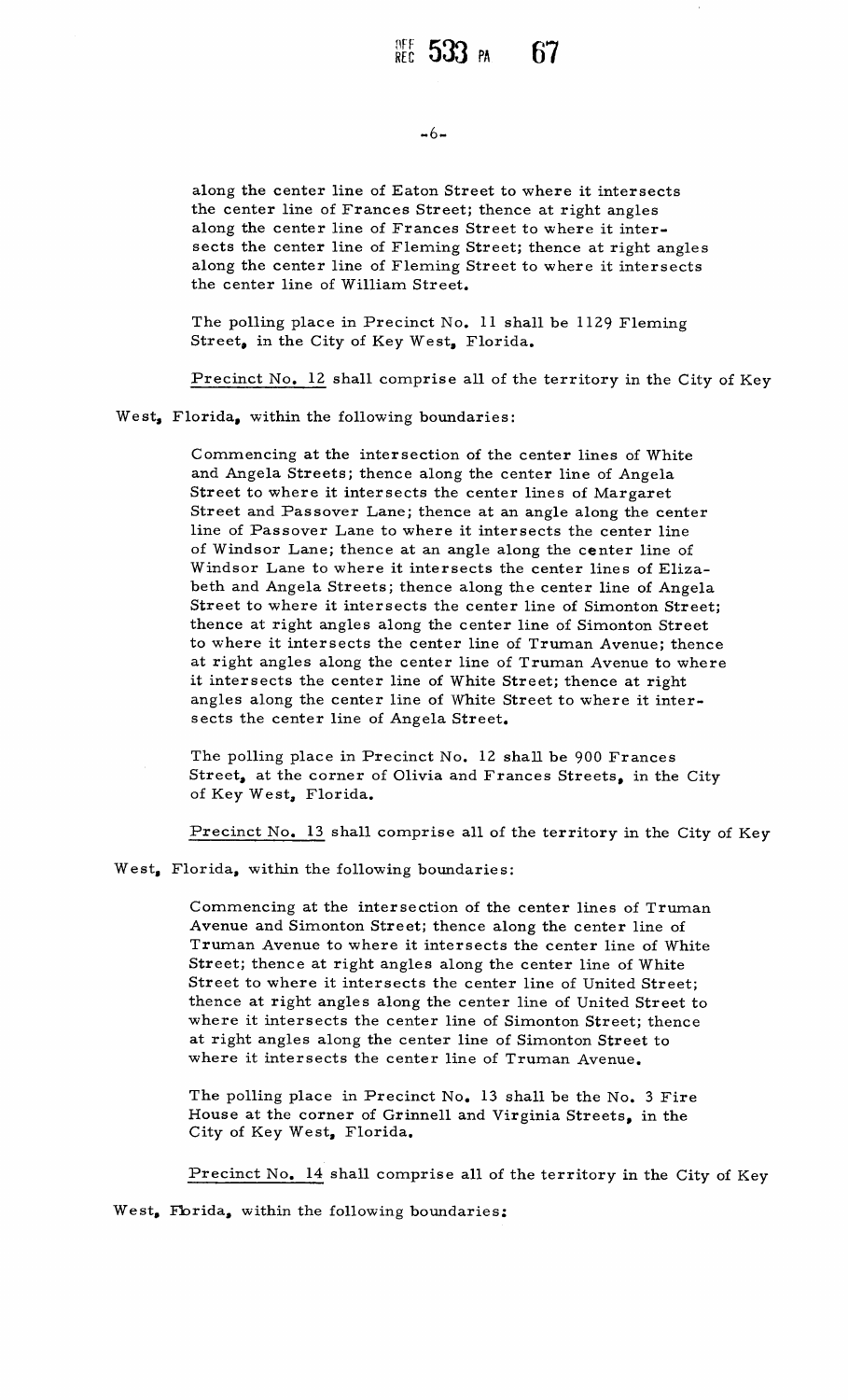along the center line of Eaton Street to where it intersects the center line of Frances Street; thence at right angles along the center line of Frances Street to where it intersects the center line of Fleming Street; thence at right angles along the center line of Fleming Street to where it intersects the center line of William Street.

The polling place in Precinct No. 11 shall be 1129 Fleming Street, in the City of Key West, Florida.

Precinct No. 12 shall comprise all of the territory in the City of Key West, Florida, within the following boundaries:

Commencing at the intersection of the center lines of White and Angela Streets; thence along the center line of Angela Street to where it intersects the center lines of Margaret Street and Passover Lane; thence at an angle along the center line of Passover Lane to where it intersects the center line of Windsor Lane; thence at an angle along the center line of Windsor Lane to where it intersects the center lines of Elizabeth and Angela Streets; thence along the center line of Angela Street to where it intersects the center line of Simonton Street; thence at right angles along the center line of Simonton Street to where it intersects the center line of Truman Avenue; thence at right angles along the center line of Truman Avenue to where it intersects the center line of White Street; thence at right angles along the center line of White Street to where it intersects the center line of Angela Street.

The polling place in Precinct No. 12 shall be 900 Frances Street, at the corner of Olivia and Frances Streets, in the City of Key West, Florida.

Precinct No. 13 shall comprise all of the territory in the City of Key West, Florida, within the following boundaries:

Commencing at the intersection of the center lines of Truman Avenue and Simonton Street; thence along the center line of Truman Avenue to where it intersects the center line of White Street; thence at right angles along the center line of White Street to where it intersects the center line of United Street; thence at right angles along the center line of United Street to where it intersects the center line of Simonton Street; thence at right angles along the center line of Simonton Street to where it intersects the center line of Truman Avenue.

The polling place in Precinct No. 13 shall be the No. 3 Fire House at the corner of Grinnell and Virginia Streets, in the City of Key West, Florida.

Precinct No. 14 shall comprise all of the territory in the City of Key West, Florida, within the following boundaries: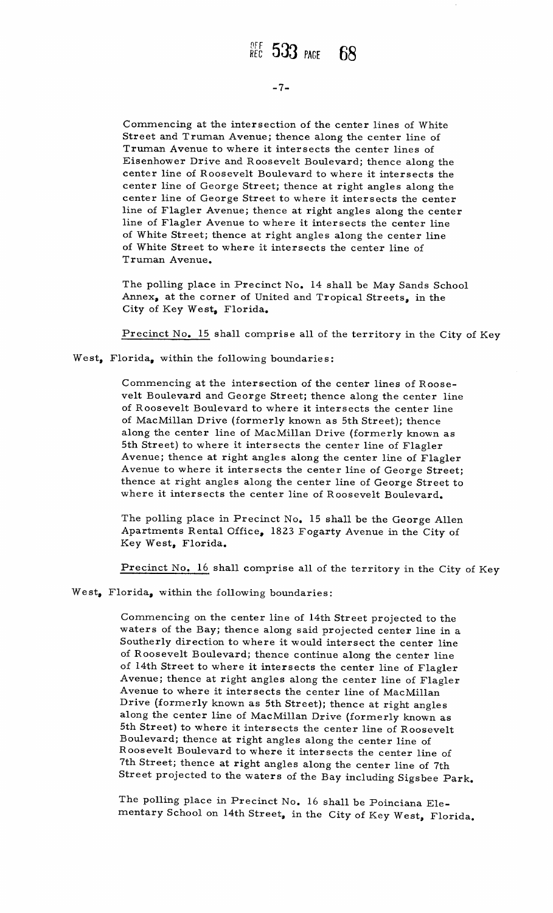Commencing at the intersection of the center lines of White Street and Truman Avenue; thence along the center line of Truman Avenue to where it intersects the center lines of Eisenhower Drive and Roosevelt Boulevard; thence along the center line of Roosevelt Boulevard to where it intersects the center line of George Street; thence at right angles along the center line of George Street to where it intersects the center line of Flagler Avenue; thence at right angles along the center line of Flagler Avenue to where it intersects the center line of White Street; thence at right angles along the center line of White Street to where it intersects the center line of Truman Avenue.

The polling place in Precinct No. 14 shall be May Sands School Annex, at the corner of United and Tropical Streets, in the City of Key West, Florida.

Precinct No. 15 shall comprise all of the territory in the City of Key West, Florida, within the following boundaries:

Commencing at the intersection of the center lines of Roosevelt Boulevard and George Street; thence along the center line of Roosevelt Boulevard to where it intersects the center line of MacMillan Drive (formerly known as 5th Street); thence along the center line of MacMillan Drive (formerly known as 5th Street) to where it intersects the center line of Flagler Avenue; thence at right angles along the center line of Flagler Avenue to where it intersects the center line of George Street; thence at right angles along the center line of George Street to where it intersects the center line of Roosevelt Boulevard.

The polling place in Precinct No. 15 shall be the George Allen Apartments Rental Office, 1823 Fogarty Avenue in the City of Key West, Florida.

Precinct No. 16 shall comprise all of the territory in the City of Key West, Florida, within the following boundaries:

Commencing on the center line of 14th Street projected to the waters of the Bay; thence along said projected center line in a Southerly direction to where it would intersect the center line of Roosevelt Boulevard; thence continue along the center line of 14th Street to where it intersects the center line of Flagler Avenue; thence at right angles along the center line of Flagler Avenue to where it intersects the center line of MacMillan Drive (formerly known as 5th Street); thence at right angles along the center line of MacMillan Drive (formerly known as 5th Street) to where it intersects the center line of Roosevelt Boulevard; thence at right angles along the center line of Roosevelt Boulevard to where it intersects the center line of 7th Street; thence at right angles along the center line of 7th Street projected to the waters of the Bay including Sigsbee Park.

The polling place in Precinct No. 16 shall be Poinciana Elementary School on 14th Street, in the City of Key West, Florida.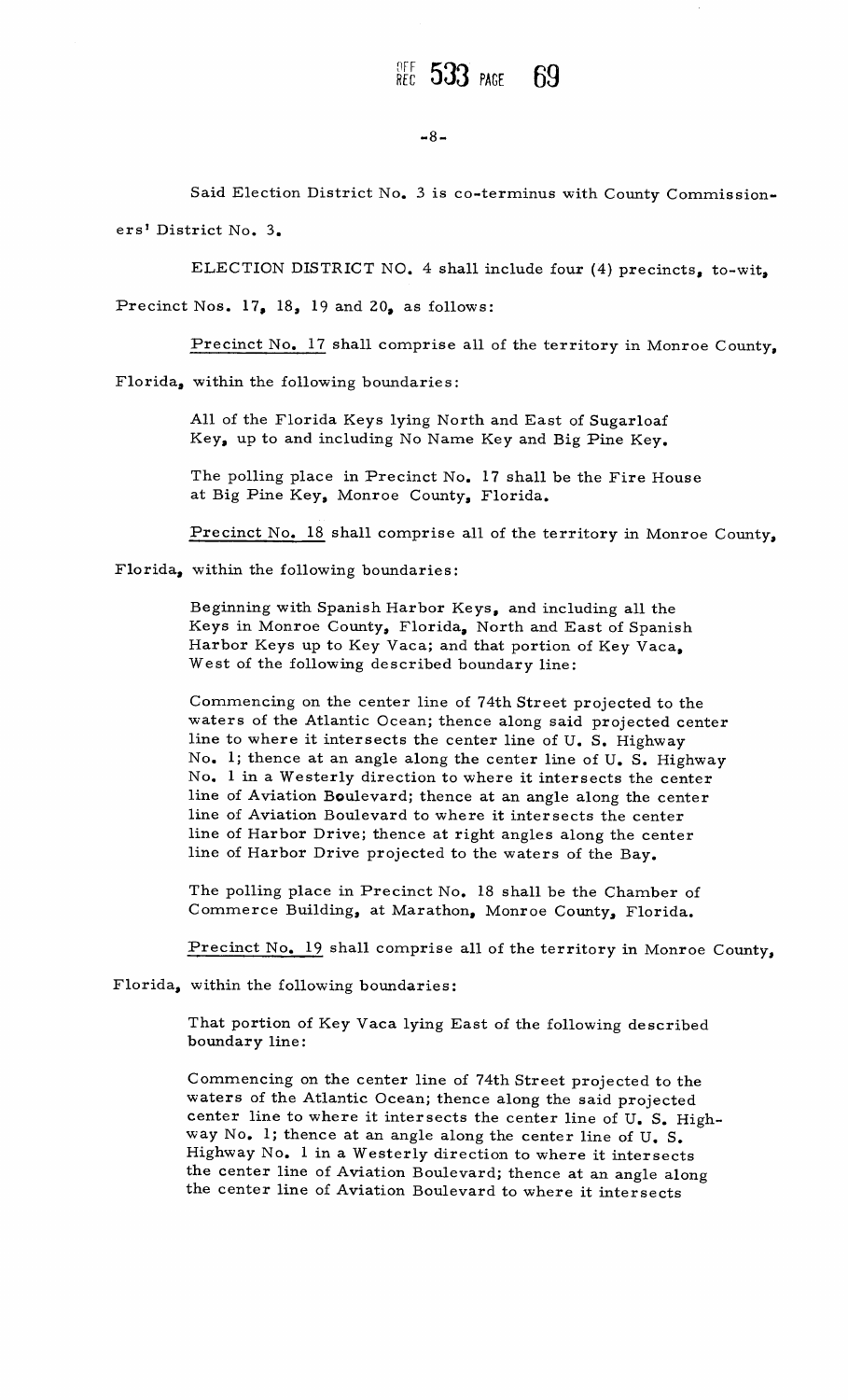Said Election District No. 3 is co-terminus with County Commissioners' District No. 3.

ELECTION DISTRICT NO. 4 shall include four (4) precincts, to-wit, Precinct Nos. 17, 18, 19 and 20, as follows:

Precinct No. 17 shall comprise all of the territory in Monroe County, Florida, within the following boundaries:

> All of the Florida Keys lying North and East of Sugarloaf Key, up to and including No Name Key and Big Pine Key.
>
> The polling place in Precinct No. 17 shall be the Fire House at Big Pine Key, Monroe County, Florida.

Precinct No. 18 shall comprise all of the territory in Monroe County, Florida, within the following boundaries:

> Beginning with Spanish Harbor Keys, and including all the Keys in Monroe County, Florida, North and East of Spanish Harbor Keys up to Key Vaca; and that portion of Key Vaca, West of the following described boundary line:
>
> Commencing on the center line of 74th Street projected to the waters of the Atlantic Ocean; thence along said projected center line to where it intersects the center line of U. S. Highway No. 1; thence at an angle along the center line of U. S. Highway No. 1 in a Westerly direction to where it intersects the center line of Aviation Boulevard; thence at an angle along the center line of Aviation Boulevard to where it intersects the center line of Harbor Drive; thence at right angles along the center line of Harbor Drive projected to the waters of the Bay.
>
> The polling place in Precinct No. 18 shall be the Chamber of Commerce Building, at Marathon, Monroe County, Florida.

Precinct No. 19 shall comprise all of the territory in Monroe County, Florida, within the following boundaries:

> That portion of Key Vaca lying East of the following described boundary line:
>
> Commencing on the center line of 74th Street projected to the waters of the Atlantic Ocean; thence along the said projected center line to where it intersects the center line of U. S. Highway No. 1; thence at an angle along the center line of U. S. Highway No. 1 in a Westerly direction to where it intersects the center line of Aviation Boulevard; thence at an angle along the center line of Aviation Boulevard to where it intersects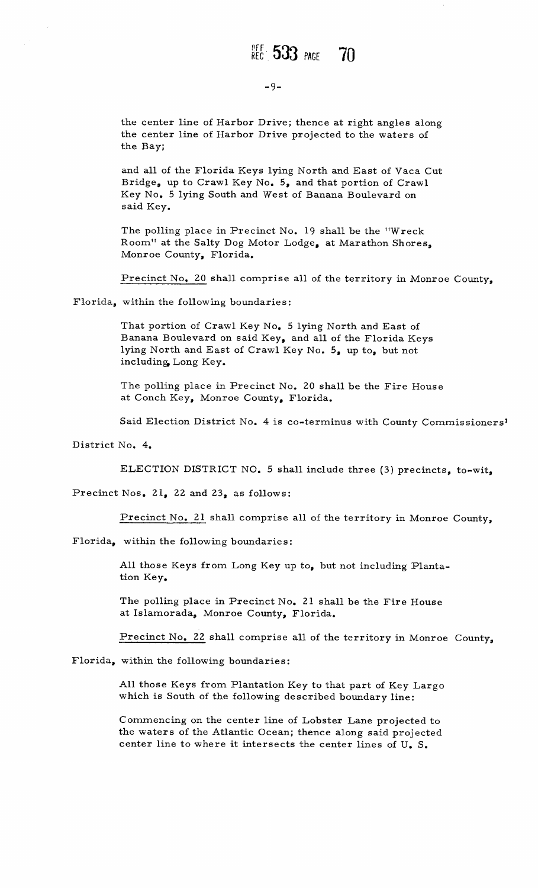the center line of Harbor Drive; thence at right angles along the center line of Harbor Drive projected to the waters of the Bay;

and all of the Florida Keys lying North and East of Vaca Cut Bridge, up to Crawl Key No. 5, and that portion of Crawl Key No. 5 lying South and West of Banana Boulevard on said Key.

The polling place in Precinct No. 19 shall be the "Wreck Room" at the Salty Dog Motor Lodge, at Marathon Shores, Monroe County, Florida.

Precinct No. 20 shall comprise all of the territory in Monroe County, Florida, within the following boundaries:

That portion of Crawl Key No. 5 lying North and East of Banana Boulevard on said Key, and all of the Florida Keys lying North and East of Crawl Key No. 5, up to, but not including, Long Key.

The polling place in Precinct No. 20 shall be the Fire House at Conch Key, Monroe County, Florida.

Said Election District No. 4 is co-terminus with County Commissioners' District No. 4.

ELECTION DISTRICT NO. 5 shall include three (3) precincts, to-wit, Precinct Nos. 21, 22 and 23, as follows:

Precinct No. 21 shall comprise all of the territory in Monroe County, Florida, within the following boundaries:

All those Keys from Long Key up to, but not including Plantation Key.

The polling place in Precinct No. 21 shall be the Fire House at Islamorada, Monroe County, Florida.

Precinct No. 22 shall comprise all of the territory in Monroe County, Florida, within the following boundaries:

All those Keys from Plantation Key to that part of Key Largo which is South of the following described boundary line:

Commencing on the center line of Lobster Lane projected to the waters of the Atlantic Ocean; thence along said projected center line to where it intersects the center lines of U. S.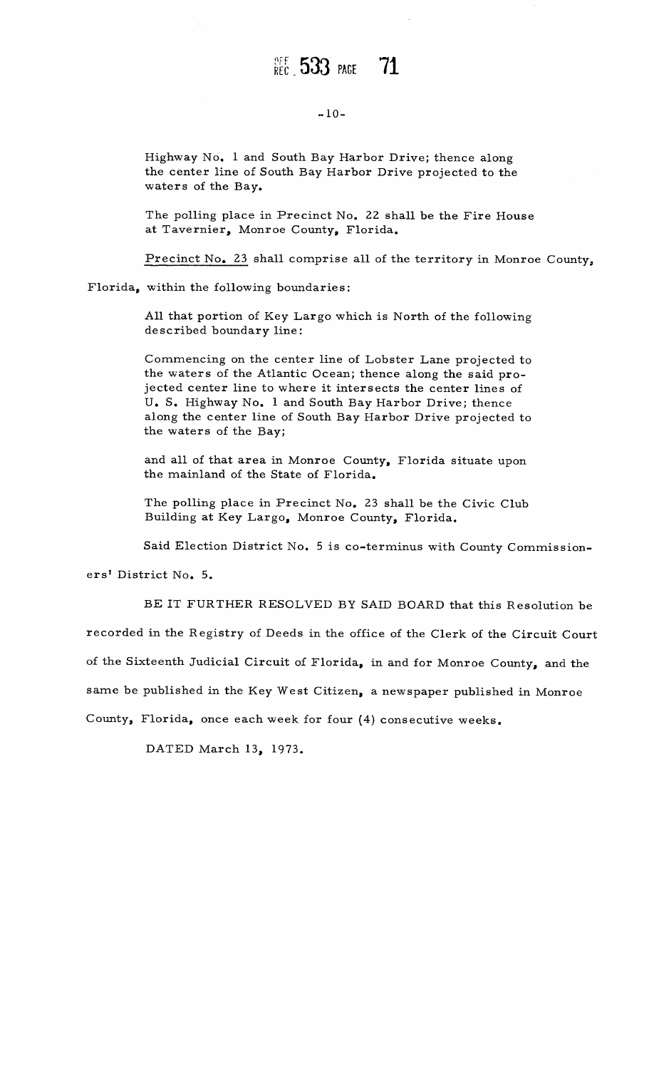Highway No. 1 and South Bay Harbor Drive; thence along the center line of South Bay Harbor Drive projected to the waters of the Bay.

The polling place in Precinct No. 22 shall be the Fire House at Tavernier, Monroe County, Florida.

Precinct No. 23 shall comprise all of the territory in Monroe County, Florida, within the following boundaries:

All that portion of Key Largo which is North of the following described boundary line:

Commencing on the center line of Lobster Lane projected to the waters of the Atlantic Ocean; thence along the said projected center line to where it intersects the center lines of U. S. Highway No. 1 and South Bay Harbor Drive; thence along the center line of South Bay Harbor Drive projected to the waters of the Bay;

and all of that area in Monroe County, Florida situate upon the mainland of the State of Florida.

The polling place in Precinct No. 23 shall be the Civic Club Building at Key Largo, Monroe County, Florida.

Said Election District No. 5 is co-terminus with County Commissioners' District No. 5.

BE IT FURTHER RESOLVED BY SAID BOARD that this Resolution be recorded in the Registry of Deeds in the office of the Clerk of the Circuit Court of the Sixteenth Judicial Circuit of Florida, in and for Monroe County, and the same be published in the Key West Citizen, a newspaper published in Monroe County, Florida, once each week for four (4) consecutive weeks.

DATED March 13, 1973.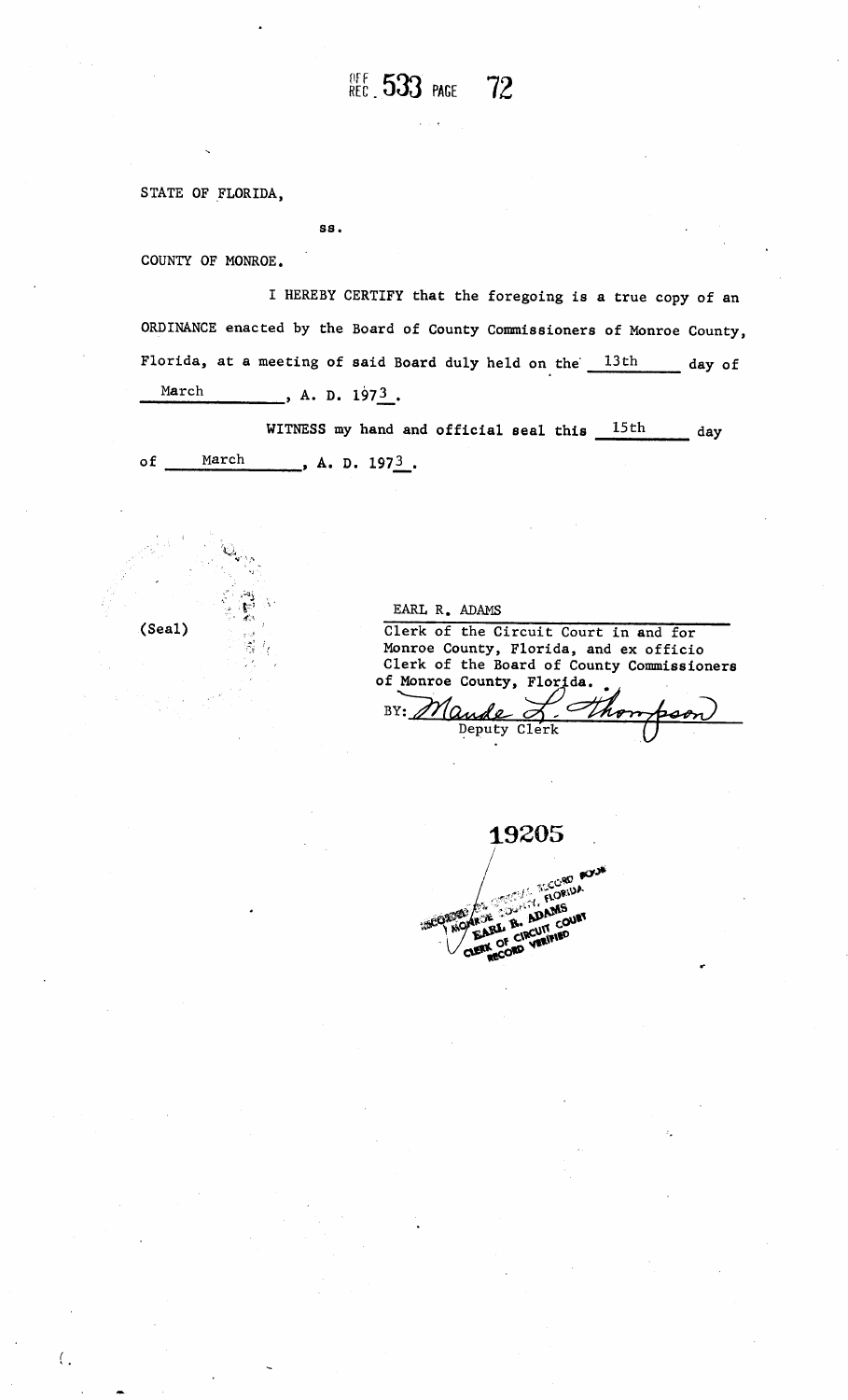OFF REC. 533 PAGE 72

STATE OF FLORIDA,

ss.

COUNTY OF MONROE.

I HEREBY CERTIFY that the foregoing is a true copy of an ORDINANCE enacted by the Board of County Commissioners of Monroe County, Florida, at a meeting of said Board duly held on the 13th day of March, A. D. 1973.

WITNESS my hand and official seal this 15th day of March, A. D. 1973.

(Seal)

EARL R. ADAMS

Clerk of the Circuit Court in and for Monroe County, Florida, and ex officio Clerk of the Board of County Commissioners of Monroe County, Florida.

BY: Maude L. Thompson
Deputy Clerk

19205

RECORDED IN OFFICIAL RECORD BOOK MONROE COUNTY, FLORIDA
EARL R. ADAMS
CLERK OF CIRCUIT COURT
RECORD VERIFIED